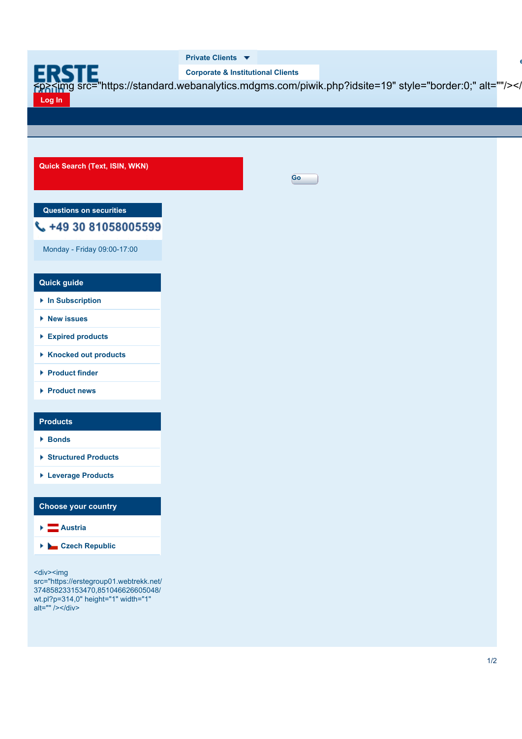Private Clients

Corporate & Institutional Clients

ERSTE Group

<p><img src="https://standard.webanalytics.mdgms.com/piwik.php?idsite=19" style="border:0;" alt=""/></

Log In

**Quick Search (Text, ISIN, WKN)**

Go

**Questions on securities**

**+49 30 81058005599**

Monday - Friday 09:00-17:00

## Quick guide

- In Subscription
- New issues
- Expired products
- Knocked out products
- Product finder
- Product news

## Products

- Bonds
- Structured Products
- Leverage Products

## Choose your country

- Austria
- Czech Republic

<div><img src="https://erstegroup01.webtrekk.net/374858233153470,851046626605048/wt.pl?p=314,0" height="1" width="1" alt="" /></div>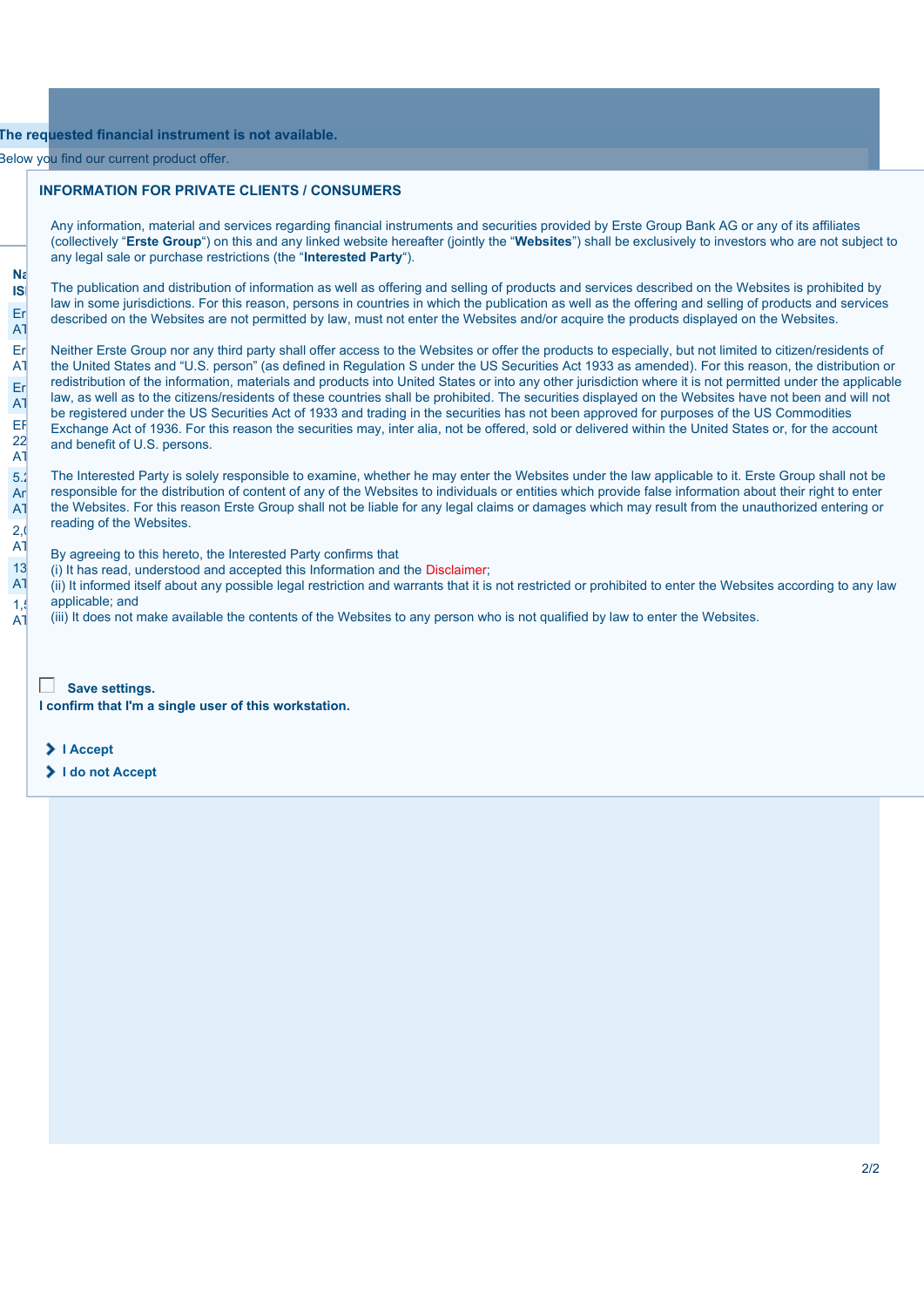**The requested financial instrument is not available.**

Below you find our current product offer.

## INFORMATION FOR PRIVATE CLIENTS / CONSUMERS

Any information, material and services regarding financial instruments and securities provided by Erste Group Bank AG or any of its affiliates (collectively "**Erste Group**") on this and any linked website hereafter (jointly the "**Websites**") shall be exclusively to investors who are not subject to any legal sale or purchase restrictions (the "**Interested Party**").

The publication and distribution of information as well as offering and selling of products and services described on the Websites is prohibited by law in some jurisdictions. For this reason, persons in countries in which the publication as well as the offering and selling of products and services described on the Websites are not permitted by law, must not enter the Websites and/or acquire the products displayed on the Websites.

Neither Erste Group nor any third party shall offer access to the Websites or offer the products to especially, but not limited to citizen/residents of the United States and "U.S. person" (as defined in Regulation S under the US Securities Act 1933 as amended). For this reason, the distribution or redistribution of the information, materials and products into United States or into any other jurisdiction where it is not permitted under the applicable law, as well as to the citizens/residents of these countries shall be prohibited. The securities displayed on the Websites have not been and will not be registered under the US Securities Act of 1933 and trading in the securities has not been approved for purposes of the US Commodities Exchange Act of 1936. For this reason the securities may, inter alia, not be offered, sold or delivered within the United States or, for the account and benefit of U.S. persons.

The Interested Party is solely responsible to examine, whether he may enter the Websites under the law applicable to it. Erste Group shall not be responsible for the distribution of content of any of the Websites to individuals or entities which provide false information about their right to enter the Websites. For this reason Erste Group shall not be liable for any legal claims or damages which may result from the unauthorized entering or reading of the Websites.

By agreeing to this hereto, the Interested Party confirms that
(i) It has read, understood and accepted this Information and the Disclaimer;
(ii) It informed itself about any possible legal restriction and warrants that it is not restricted or prohibited to enter the Websites according to any law applicable; and
(iii) It does not make available the contents of the Websites to any person who is not qualified by law to enter the Websites.

☐ **Save settings.**
**I confirm that I'm a single user of this workstation.**

- **I Accept**
- **I do not Accept**